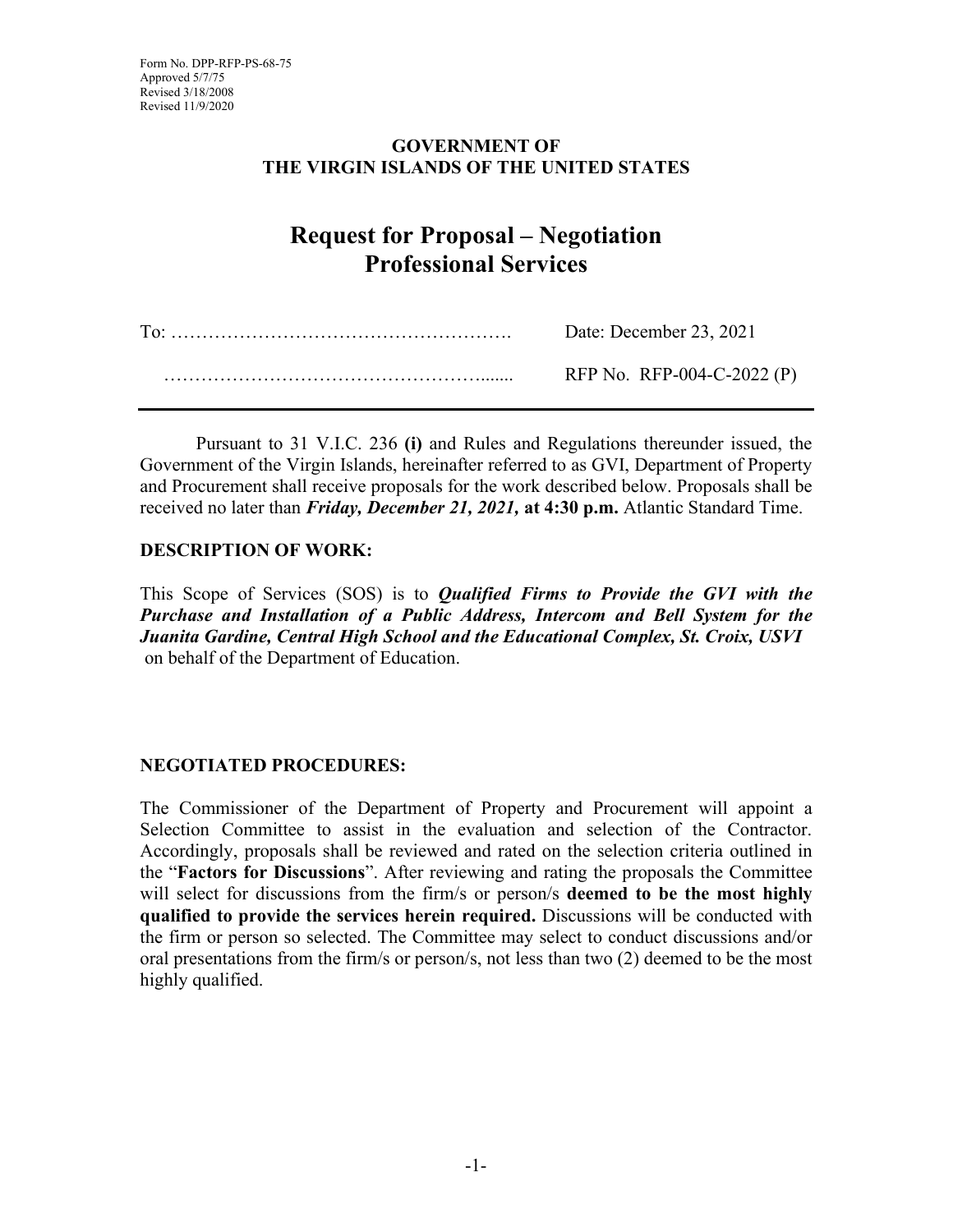Form No. DPP-RFP-PS-68-75
Approved 5/7/75
Revised 3/18/2008
Revised 11/9/2020

**GOVERNMENT OF**
**THE VIRGIN ISLANDS OF THE UNITED STATES**

# Request for Proposal – Negotiation
# Professional Services

To: ………………………………………………. Date: December 23, 2021

……………………………………………....... RFP No. RFP-004-C-2022 (P)

---

Pursuant to 31 V.I.C. 236 **(i)** and Rules and Regulations thereunder issued, the Government of the Virgin Islands, hereinafter referred to as GVI, Department of Property and Procurement shall receive proposals for the work described below. Proposals shall be received no later than ***Friday, December 21, 2021,*** **at 4:30 p.m.** Atlantic Standard Time.

**DESCRIPTION OF WORK:**

This Scope of Services (SOS) is to ***Qualified Firms to Provide the GVI with the Purchase and Installation of a Public Address, Intercom and Bell System for the Juanita Gardine, Central High School and the Educational Complex, St. Croix, USVI*** on behalf of the Department of Education.

**NEGOTIATED PROCEDURES:**

The Commissioner of the Department of Property and Procurement will appoint a Selection Committee to assist in the evaluation and selection of the Contractor. Accordingly, proposals shall be reviewed and rated on the selection criteria outlined in the "**Factors for Discussions**". After reviewing and rating the proposals the Committee will select for discussions from the firm/s or person/s **deemed to be the most highly qualified to provide the services herein required.** Discussions will be conducted with the firm or person so selected. The Committee may select to conduct discussions and/or oral presentations from the firm/s or person/s, not less than two (2) deemed to be the most highly qualified.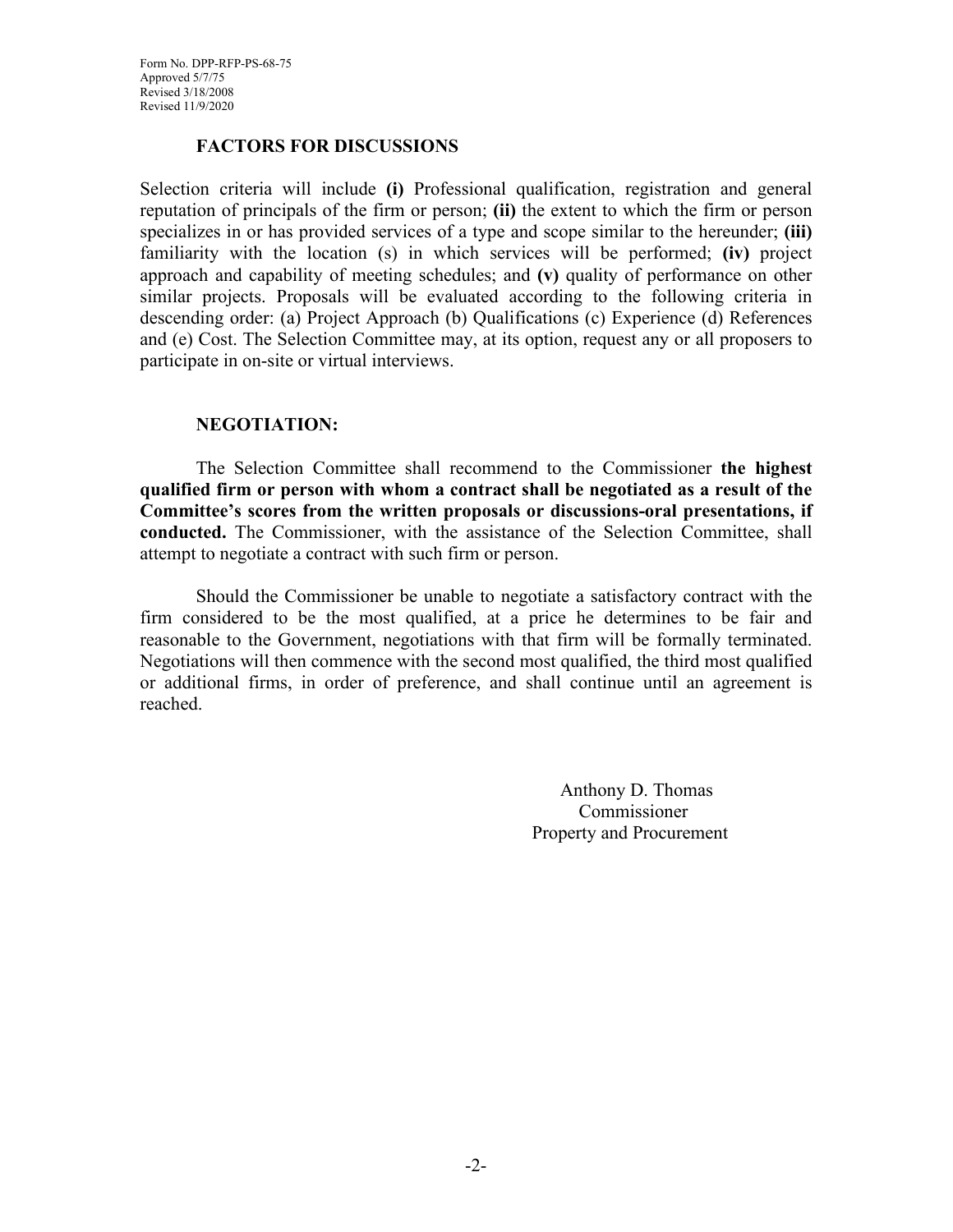Form No. DPP-RFP-PS-68-75
Approved 5/7/75
Revised 3/18/2008
Revised 11/9/2020

## FACTORS FOR DISCUSSIONS

Selection criteria will include **(i)** Professional qualification, registration and general reputation of principals of the firm or person; **(ii)** the extent to which the firm or person specializes in or has provided services of a type and scope similar to the hereunder; **(iii)** familiarity with the location (s) in which services will be performed; **(iv)** project approach and capability of meeting schedules; and **(v)** quality of performance on other similar projects. Proposals will be evaluated according to the following criteria in descending order: (a) Project Approach (b) Qualifications (c) Experience (d) References and (e) Cost. The Selection Committee may, at its option, request any or all proposers to participate in on-site or virtual interviews.

## NEGOTIATION:

The Selection Committee shall recommend to the Commissioner **the highest qualified firm or person with whom a contract shall be negotiated as a result of the Committee's scores from the written proposals or discussions-oral presentations, if conducted.** The Commissioner, with the assistance of the Selection Committee, shall attempt to negotiate a contract with such firm or person.

Should the Commissioner be unable to negotiate a satisfactory contract with the firm considered to be the most qualified, at a price he determines to be fair and reasonable to the Government, negotiations with that firm will be formally terminated. Negotiations will then commence with the second most qualified, the third most qualified or additional firms, in order of preference, and shall continue until an agreement is reached.

Anthony D. Thomas
Commissioner
Property and Procurement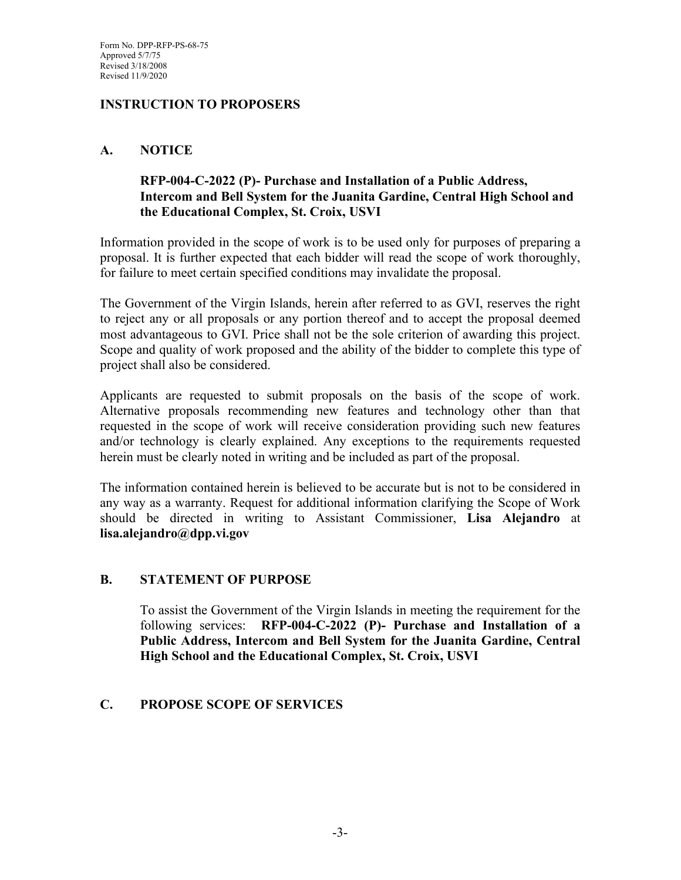Form No. DPP-RFP-PS-68-75
Approved 5/7/75
Revised 3/18/2008
Revised 11/9/2020

## INSTRUCTION TO PROPOSERS

### A. NOTICE

**RFP-004-C-2022 (P)- Purchase and Installation of a Public Address, Intercom and Bell System for the Juanita Gardine, Central High School and the Educational Complex, St. Croix, USVI**

Information provided in the scope of work is to be used only for purposes of preparing a proposal. It is further expected that each bidder will read the scope of work thoroughly, for failure to meet certain specified conditions may invalidate the proposal.

The Government of the Virgin Islands, herein after referred to as GVI, reserves the right to reject any or all proposals or any portion thereof and to accept the proposal deemed most advantageous to GVI. Price shall not be the sole criterion of awarding this project. Scope and quality of work proposed and the ability of the bidder to complete this type of project shall also be considered.

Applicants are requested to submit proposals on the basis of the scope of work. Alternative proposals recommending new features and technology other than that requested in the scope of work will receive consideration providing such new features and/or technology is clearly explained. Any exceptions to the requirements requested herein must be clearly noted in writing and be included as part of the proposal.

The information contained herein is believed to be accurate but is not to be considered in any way as a warranty. Request for additional information clarifying the Scope of Work should be directed in writing to Assistant Commissioner, **Lisa Alejandro** at **lisa.alejandro@dpp.vi.gov**

### B. STATEMENT OF PURPOSE

To assist the Government of the Virgin Islands in meeting the requirement for the following services: **RFP-004-C-2022 (P)- Purchase and Installation of a Public Address, Intercom and Bell System for the Juanita Gardine, Central High School and the Educational Complex, St. Croix, USVI**

### C. PROPOSE SCOPE OF SERVICES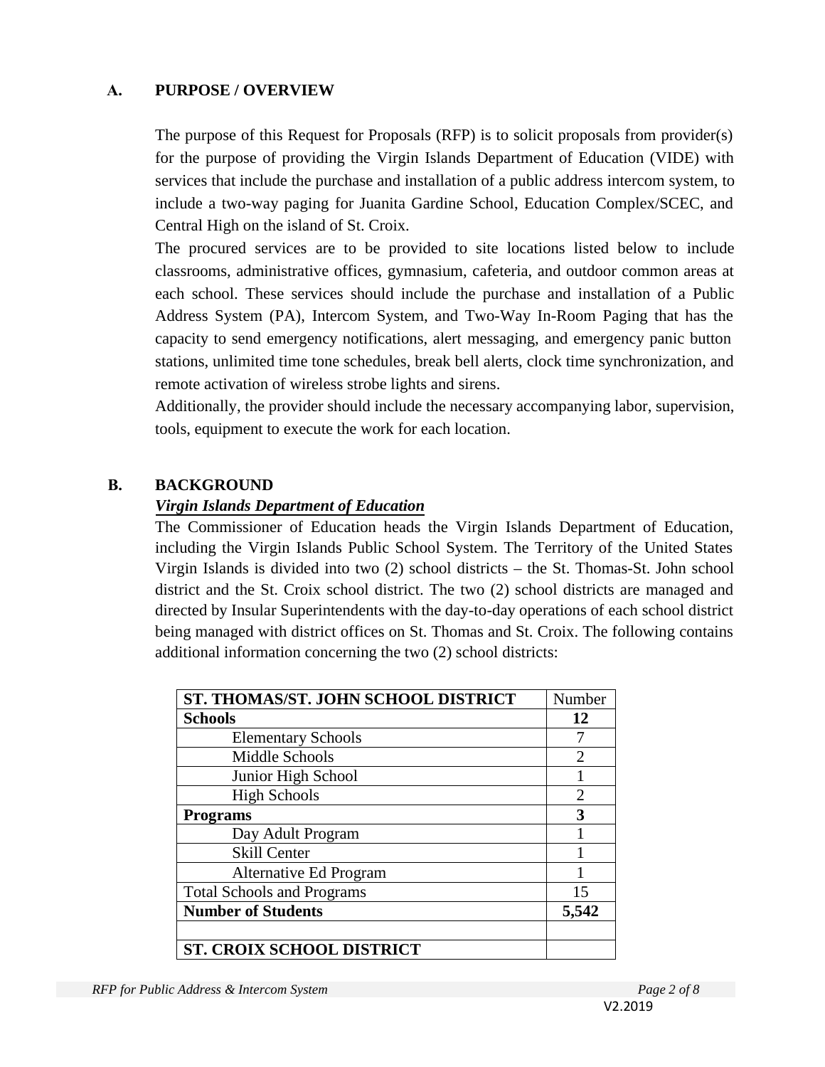## A. PURPOSE / OVERVIEW

The purpose of this Request for Proposals (RFP) is to solicit proposals from provider(s) for the purpose of providing the Virgin Islands Department of Education (VIDE) with services that include the purchase and installation of a public address intercom system, to include a two-way paging for Juanita Gardine School, Education Complex/SCEC, and Central High on the island of St. Croix.

The procured services are to be provided to site locations listed below to include classrooms, administrative offices, gymnasium, cafeteria, and outdoor common areas at each school. These services should include the purchase and installation of a Public Address System (PA), Intercom System, and Two-Way In-Room Paging that has the capacity to send emergency notifications, alert messaging, and emergency panic button stations, unlimited time tone schedules, break bell alerts, clock time synchronization, and remote activation of wireless strobe lights and sirens.

Additionally, the provider should include the necessary accompanying labor, supervision, tools, equipment to execute the work for each location.

## B. BACKGROUND

***Virgin Islands Department of Education***

The Commissioner of Education heads the Virgin Islands Department of Education, including the Virgin Islands Public School System. The Territory of the United States Virgin Islands is divided into two (2) school districts – the St. Thomas-St. John school district and the St. Croix school district. The two (2) school districts are managed and directed by Insular Superintendents with the day-to-day operations of each school district being managed with district offices on St. Thomas and St. Croix. The following contains additional information concerning the two (2) school districts:

| **ST. THOMAS/ST. JOHN SCHOOL DISTRICT** | Number |
|---|---|
| **Schools** | **12** |
| Elementary Schools | 7 |
| Middle Schools | 2 |
| Junior High School | 1 |
| High Schools | 2 |
| **Programs** | **3** |
| Day Adult Program | 1 |
| Skill Center | 1 |
| Alternative Ed Program | 1 |
| Total Schools and Programs | 15 |
| **Number of Students** | **5,542** |
| | |
| **ST. CROIX SCHOOL DISTRICT** | |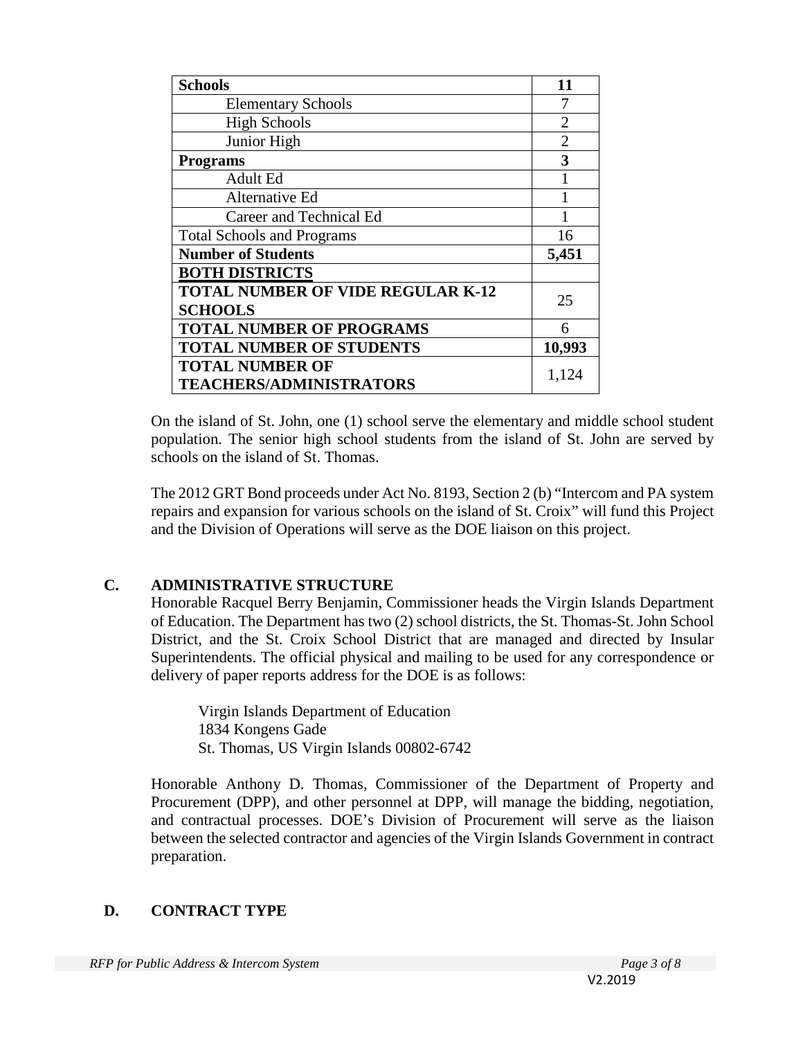| **Schools** | **11** |
| --- | --- |
| Elementary Schools | 7 |
| High Schools | 2 |
| Junior High | 2 |
| **Programs** | **3** |
| Adult Ed | 1 |
| Alternative Ed | 1 |
| Career and Technical Ed | 1 |
| Total Schools and Programs | 16 |
| **Number of Students** | **5,451** |
| **BOTH DISTRICTS** | |
| **TOTAL NUMBER OF VIDE REGULAR K-12 SCHOOLS** | 25 |
| **TOTAL NUMBER OF PROGRAMS** | 6 |
| **TOTAL NUMBER OF STUDENTS** | **10,993** |
| **TOTAL NUMBER OF TEACHERS/ADMINISTRATORS** | 1,124 |

On the island of St. John, one (1) school serve the elementary and middle school student population. The senior high school students from the island of St. John are served by schools on the island of St. Thomas.

The 2012 GRT Bond proceeds under Act No. 8193, Section 2 (b) "Intercom and PA system repairs and expansion for various schools on the island of St. Croix" will fund this Project and the Division of Operations will serve as the DOE liaison on this project.

## C. ADMINISTRATIVE STRUCTURE

Honorable Racquel Berry Benjamin, Commissioner heads the Virgin Islands Department of Education. The Department has two (2) school districts, the St. Thomas-St. John School District, and the St. Croix School District that are managed and directed by Insular Superintendents. The official physical and mailing to be used for any correspondence or delivery of paper reports address for the DOE is as follows:

Virgin Islands Department of Education
1834 Kongens Gade
St. Thomas, US Virgin Islands 00802-6742

Honorable Anthony D. Thomas, Commissioner of the Department of Property and Procurement (DPP), and other personnel at DPP, will manage the bidding, negotiation, and contractual processes. DOE's Division of Procurement will serve as the liaison between the selected contractor and agencies of the Virgin Islands Government in contract preparation.

## D. CONTRACT TYPE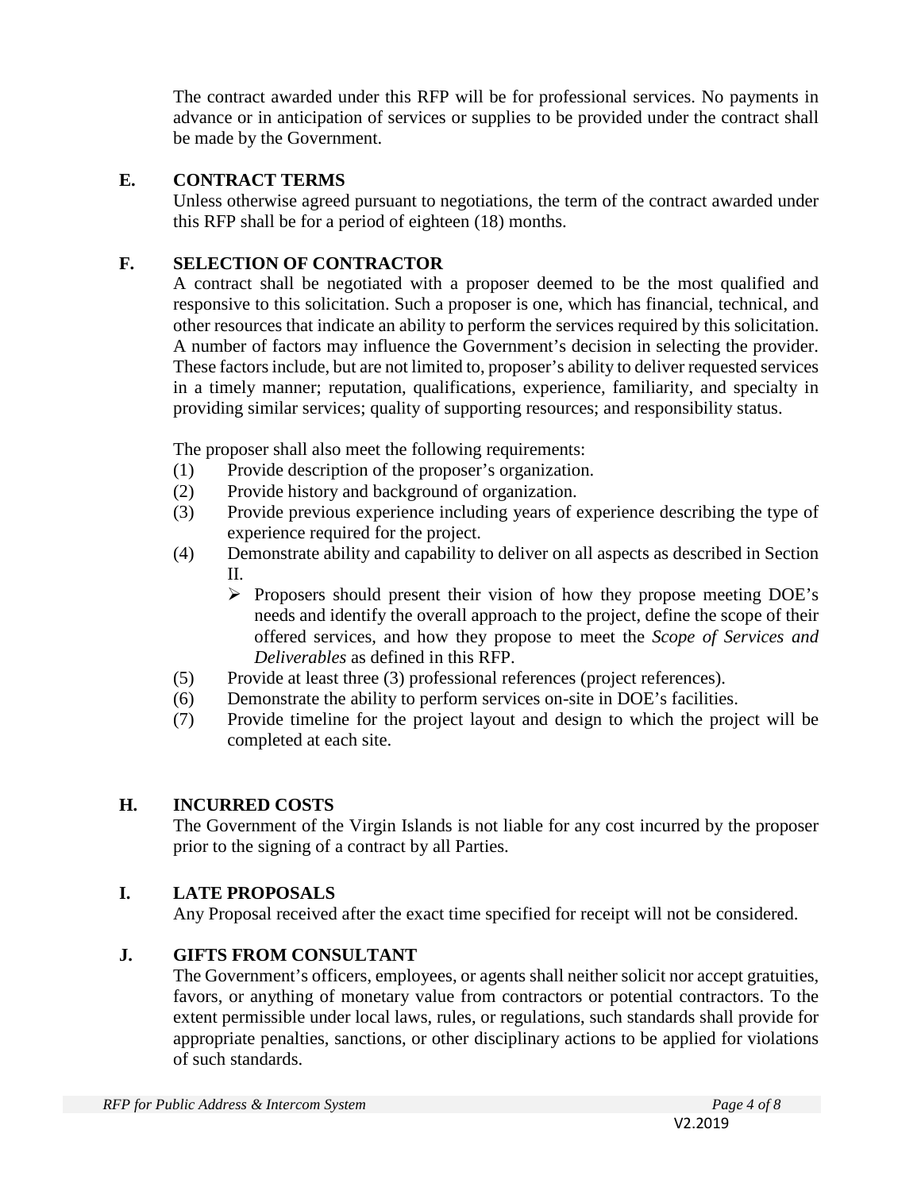The contract awarded under this RFP will be for professional services. No payments in advance or in anticipation of services or supplies to be provided under the contract shall be made by the Government.

## E. CONTRACT TERMS

Unless otherwise agreed pursuant to negotiations, the term of the contract awarded under this RFP shall be for a period of eighteen (18) months.

## F. SELECTION OF CONTRACTOR

A contract shall be negotiated with a proposer deemed to be the most qualified and responsive to this solicitation. Such a proposer is one, which has financial, technical, and other resources that indicate an ability to perform the services required by this solicitation. A number of factors may influence the Government's decision in selecting the provider. These factors include, but are not limited to, proposer's ability to deliver requested services in a timely manner; reputation, qualifications, experience, familiarity, and specialty in providing similar services; quality of supporting resources; and responsibility status.

The proposer shall also meet the following requirements:

(1) Provide description of the proposer's organization.
(2) Provide history and background of organization.
(3) Provide previous experience including years of experience describing the type of experience required for the project.
(4) Demonstrate ability and capability to deliver on all aspects as described in Section II.
   - Proposers should present their vision of how they propose meeting DOE's needs and identify the overall approach to the project, define the scope of their offered services, and how they propose to meet the *Scope of Services and Deliverables* as defined in this RFP.
(5) Provide at least three (3) professional references (project references).
(6) Demonstrate the ability to perform services on-site in DOE's facilities.
(7) Provide timeline for the project layout and design to which the project will be completed at each site.

## H. INCURRED COSTS

The Government of the Virgin Islands is not liable for any cost incurred by the proposer prior to the signing of a contract by all Parties.

## I. LATE PROPOSALS

Any Proposal received after the exact time specified for receipt will not be considered.

## J. GIFTS FROM CONSULTANT

The Government's officers, employees, or agents shall neither solicit nor accept gratuities, favors, or anything of monetary value from contractors or potential contractors. To the extent permissible under local laws, rules, or regulations, such standards shall provide for appropriate penalties, sanctions, or other disciplinary actions to be applied for violations of such standards.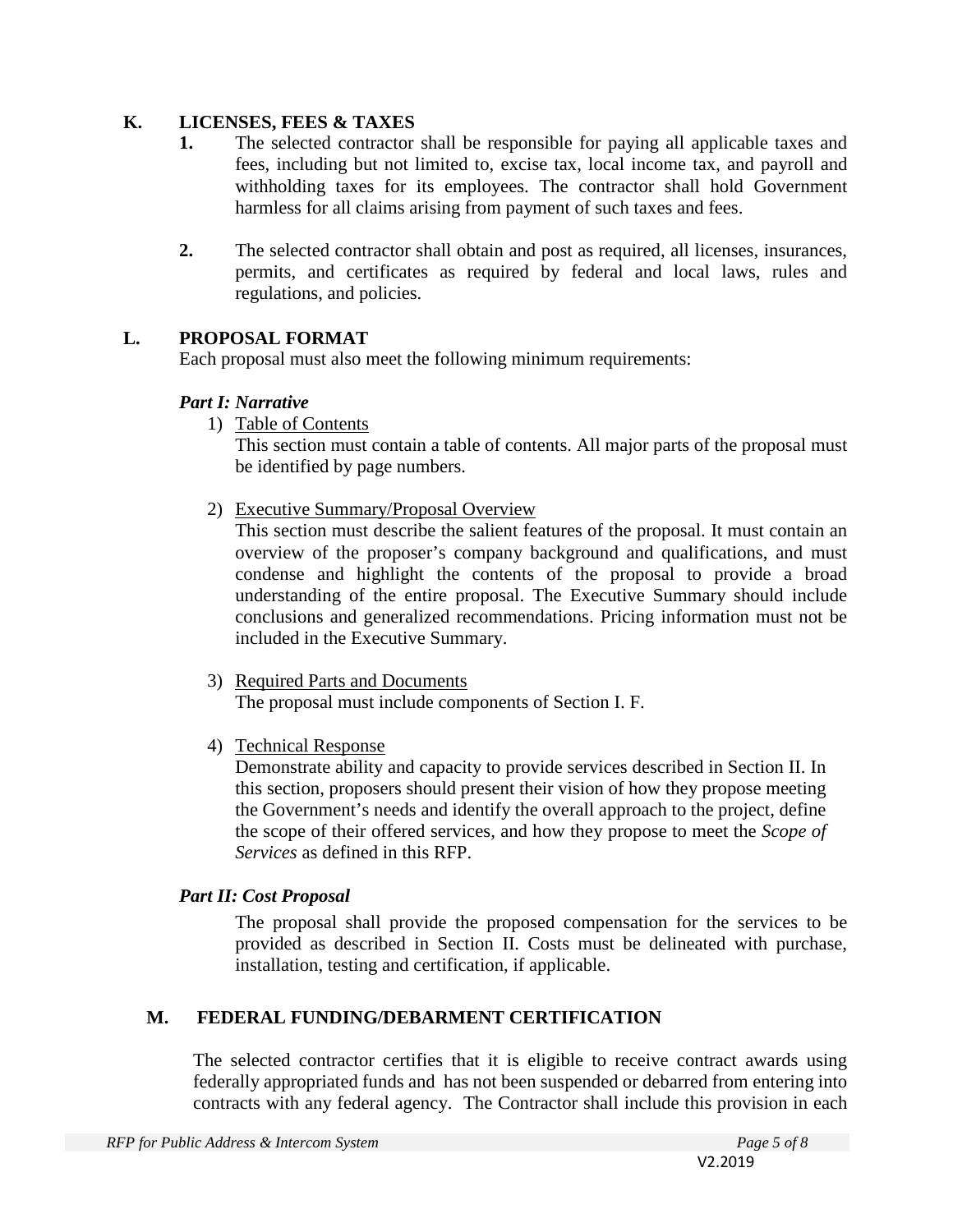## K. LICENSES, FEES & TAXES

1. The selected contractor shall be responsible for paying all applicable taxes and fees, including but not limited to, excise tax, local income tax, and payroll and withholding taxes for its employees. The contractor shall hold Government harmless for all claims arising from payment of such taxes and fees.

2. The selected contractor shall obtain and post as required, all licenses, insurances, permits, and certificates as required by federal and local laws, rules and regulations, and policies.

## L. PROPOSAL FORMAT

Each proposal must also meet the following minimum requirements:

### *Part I: Narrative*

1) Table of Contents

   This section must contain a table of contents. All major parts of the proposal must be identified by page numbers.

2) Executive Summary/Proposal Overview

   This section must describe the salient features of the proposal. It must contain an overview of the proposer's company background and qualifications, and must condense and highlight the contents of the proposal to provide a broad understanding of the entire proposal. The Executive Summary should include conclusions and generalized recommendations. Pricing information must not be included in the Executive Summary.

3) Required Parts and Documents

   The proposal must include components of Section I. F.

4) Technical Response

   Demonstrate ability and capacity to provide services described in Section II. In this section, proposers should present their vision of how they propose meeting the Government's needs and identify the overall approach to the project, define the scope of their offered services, and how they propose to meet the *Scope of Services* as defined in this RFP.

### *Part II: Cost Proposal*

The proposal shall provide the proposed compensation for the services to be provided as described in Section II. Costs must be delineated with purchase, installation, testing and certification, if applicable.

## M. FEDERAL FUNDING/DEBARMENT CERTIFICATION

The selected contractor certifies that it is eligible to receive contract awards using federally appropriated funds and has not been suspended or debarred from entering into contracts with any federal agency. The Contractor shall include this provision in each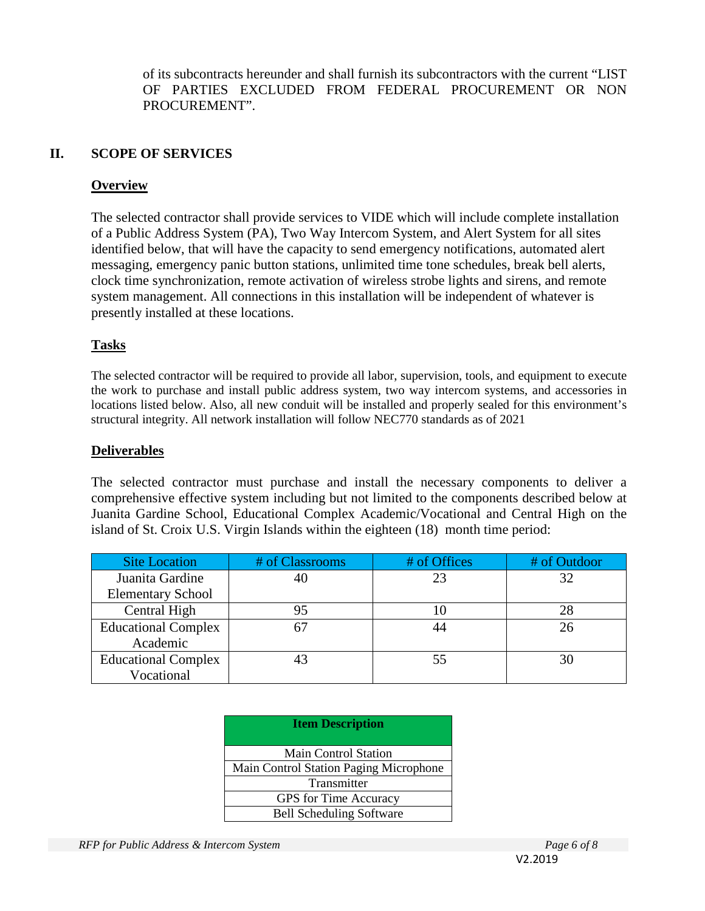of its subcontracts hereunder and shall furnish its subcontractors with the current "LIST OF PARTIES EXCLUDED FROM FEDERAL PROCUREMENT OR NON PROCUREMENT".

## II. SCOPE OF SERVICES

### Overview

The selected contractor shall provide services to VIDE which will include complete installation of a Public Address System (PA), Two Way Intercom System, and Alert System for all sites identified below, that will have the capacity to send emergency notifications, automated alert messaging, emergency panic button stations, unlimited time tone schedules, break bell alerts, clock time synchronization, remote activation of wireless strobe lights and sirens, and remote system management. All connections in this installation will be independent of whatever is presently installed at these locations.

### Tasks

The selected contractor will be required to provide all labor, supervision, tools, and equipment to execute the work to purchase and install public address system, two way intercom systems, and accessories in locations listed below. Also, all new conduit will be installed and properly sealed for this environment's structural integrity. All network installation will follow NEC770 standards as of 2021

### Deliverables

The selected contractor must purchase and install the necessary components to deliver a comprehensive effective system including but not limited to the components described below at Juanita Gardine School, Educational Complex Academic/Vocational and Central High on the island of St. Croix U.S. Virgin Islands within the eighteen (18) month time period:

| Site Location | # of Classrooms | # of Offices | # of Outdoor |
|---|---|---|---|
| Juanita Gardine Elementary School | 40 | 23 | 32 |
| Central High | 95 | 10 | 28 |
| Educational Complex Academic | 67 | 44 | 26 |
| Educational Complex Vocational | 43 | 55 | 30 |

| Item Description |
|---|
| Main Control Station |
| Main Control Station Paging Microphone |
| Transmitter |
| GPS for Time Accuracy |
| Bell Scheduling Software |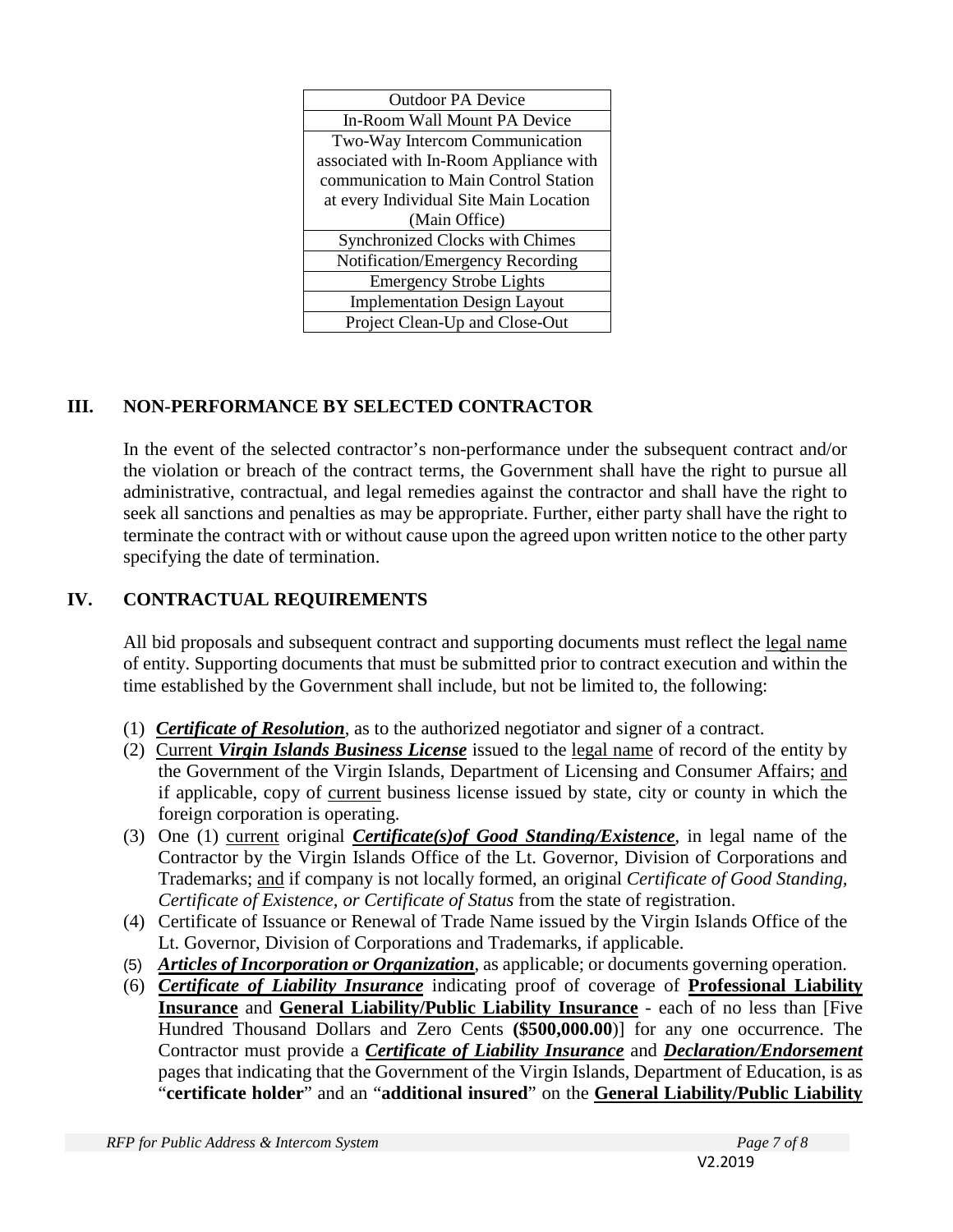| Outdoor PA Device |
| --- |
| In-Room Wall Mount PA Device |
| Two-Way Intercom Communication associated with In-Room Appliance with communication to Main Control Station at every Individual Site Main Location (Main Office) |
| Synchronized Clocks with Chimes |
| Notification/Emergency Recording |
| Emergency Strobe Lights |
| Implementation Design Layout |
| Project Clean-Up and Close-Out |

## III. NON-PERFORMANCE BY SELECTED CONTRACTOR

In the event of the selected contractor's non-performance under the subsequent contract and/or the violation or breach of the contract terms, the Government shall have the right to pursue all administrative, contractual, and legal remedies against the contractor and shall have the right to seek all sanctions and penalties as may be appropriate. Further, either party shall have the right to terminate the contract with or without cause upon the agreed upon written notice to the other party specifying the date of termination.

## IV. CONTRACTUAL REQUIREMENTS

All bid proposals and subsequent contract and supporting documents must reflect the legal name of entity. Supporting documents that must be submitted prior to contract execution and within the time established by the Government shall include, but not be limited to, the following:

(1) ***Certificate of Resolution***, as to the authorized negotiator and signer of a contract.

(2) Current ***Virgin Islands Business License*** issued to the legal name of record of the entity by the Government of the Virgin Islands, Department of Licensing and Consumer Affairs; and if applicable, copy of current business license issued by state, city or county in which the foreign corporation is operating.

(3) One (1) current original ***Certificate(s)of Good Standing/Existence***, in legal name of the Contractor by the Virgin Islands Office of the Lt. Governor, Division of Corporations and Trademarks; and if company is not locally formed, an original *Certificate of Good Standing, Certificate of Existence, or Certificate of Status* from the state of registration.

(4) Certificate of Issuance or Renewal of Trade Name issued by the Virgin Islands Office of the Lt. Governor, Division of Corporations and Trademarks, if applicable.

(5) ***Articles of Incorporation or Organization***, as applicable; or documents governing operation.

(6) ***Certificate of Liability Insurance*** indicating proof of coverage of **Professional Liability Insurance** and **General Liability/Public Liability Insurance** - each of no less than [Five Hundred Thousand Dollars and Zero Cents **($500,000.00)**] for any one occurrence. The Contractor must provide a ***Certificate of Liability Insurance*** and ***Declaration/Endorsement*** pages that indicating that the Government of the Virgin Islands, Department of Education, is as "**certificate holder**" and an "**additional insured**" on the **General Liability/Public Liability**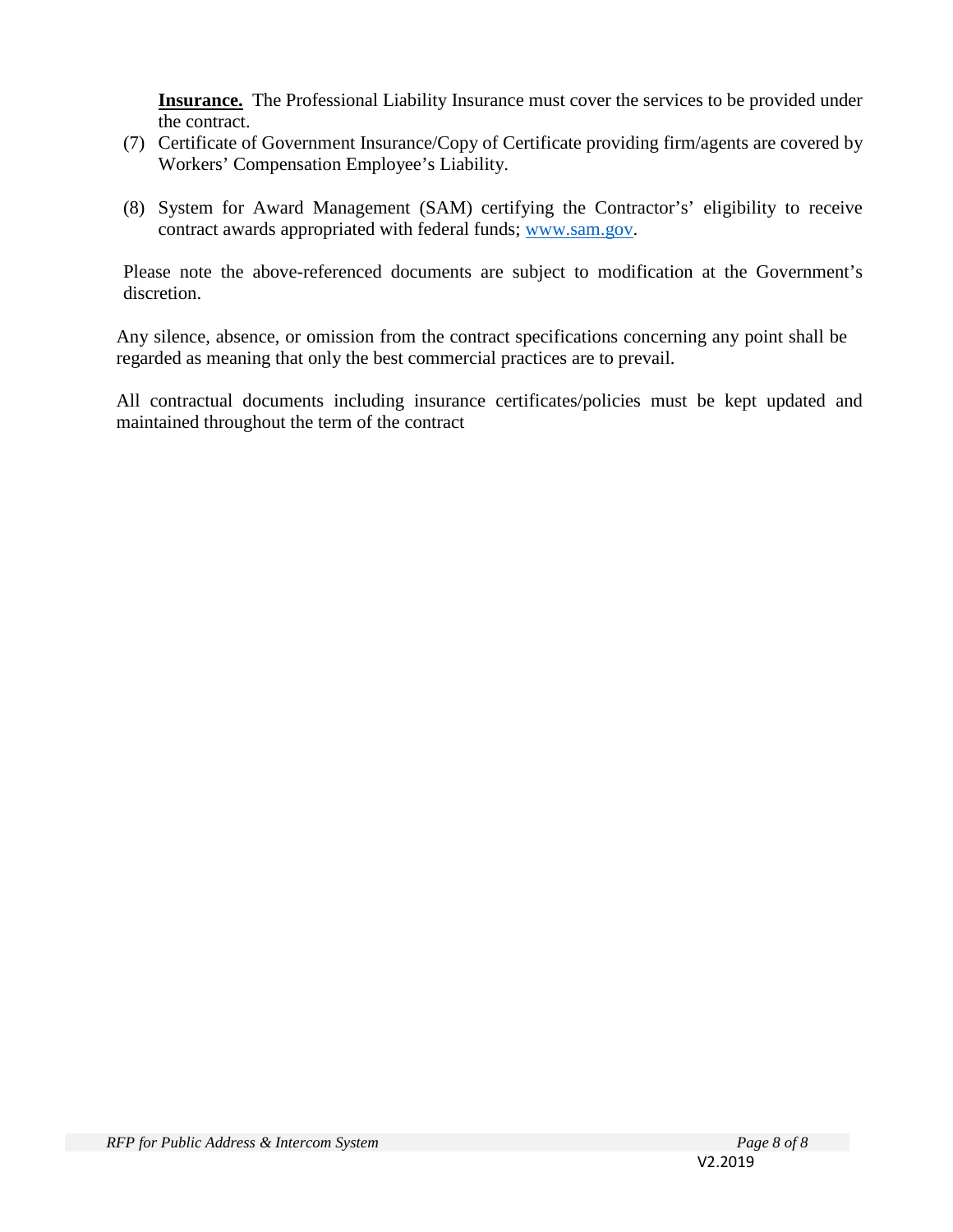**Insurance.** The Professional Liability Insurance must cover the services to be provided under the contract.

(7) Certificate of Government Insurance/Copy of Certificate providing firm/agents are covered by Workers' Compensation Employee's Liability.

(8) System for Award Management (SAM) certifying the Contractor's' eligibility to receive contract awards appropriated with federal funds; www.sam.gov.

Please note the above-referenced documents are subject to modification at the Government's discretion.

Any silence, absence, or omission from the contract specifications concerning any point shall be regarded as meaning that only the best commercial practices are to prevail.

All contractual documents including insurance certificates/policies must be kept updated and maintained throughout the term of the contract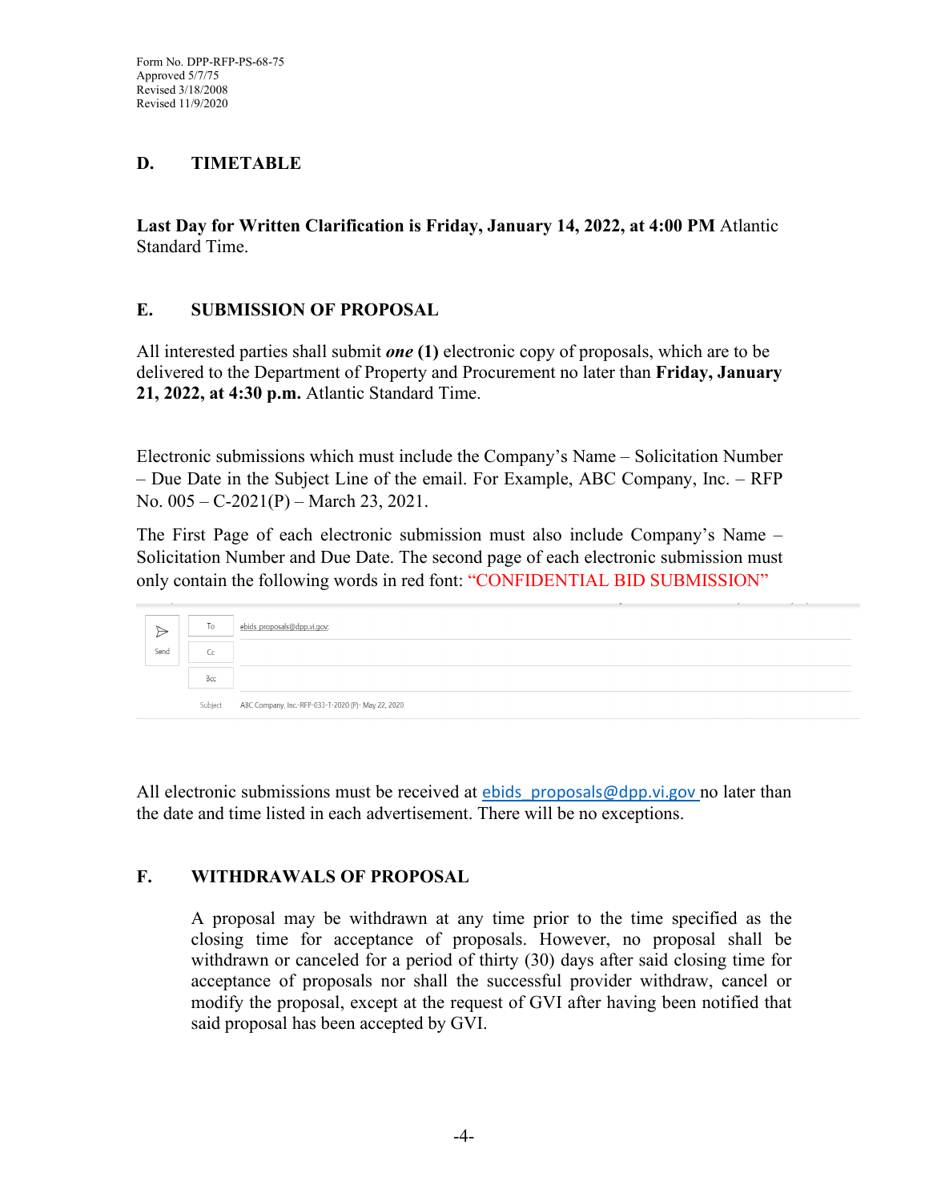Form No. DPP-RFP-PS-68-75
Approved 5/7/75
Revised 3/18/2008
Revised 11/9/2020

## D. TIMETABLE

**Last Day for Written Clarification is Friday, January 14, 2022, at 4:00 PM** Atlantic Standard Time.

## E. SUBMISSION OF PROPOSAL

All interested parties shall submit ***one*** **(1)** electronic copy of proposals, which are to be delivered to the Department of Property and Procurement no later than **Friday, January 21, 2022, at 4:30 p.m.** Atlantic Standard Time.

Electronic submissions which must include the Company's Name – Solicitation Number – Due Date in the Subject Line of the email. For Example, ABC Company, Inc. – RFP No. 005 – C-2021(P) – March 23, 2021.

The First Page of each electronic submission must also include Company's Name – Solicitation Number and Due Date. The second page of each electronic submission must only contain the following words in red font: "CONFIDENTIAL BID SUBMISSION"

| | | |
|---|---|---|
| Send | To | ebids proposals@dpp.vi.gov; |
| | Cc | |
| | Bcc | |
| | Subject | ABC Company, Inc.-RFP-033-T-2020 (P)- May 22, 2020 |

All electronic submissions must be received at ebids_proposals@dpp.vi.gov no later than the date and time listed in each advertisement. There will be no exceptions.

## F. WITHDRAWALS OF PROPOSAL

A proposal may be withdrawn at any time prior to the time specified as the closing time for acceptance of proposals. However, no proposal shall be withdrawn or canceled for a period of thirty (30) days after said closing time for acceptance of proposals nor shall the successful provider withdraw, cancel or modify the proposal, except at the request of GVI after having been notified that said proposal has been accepted by GVI.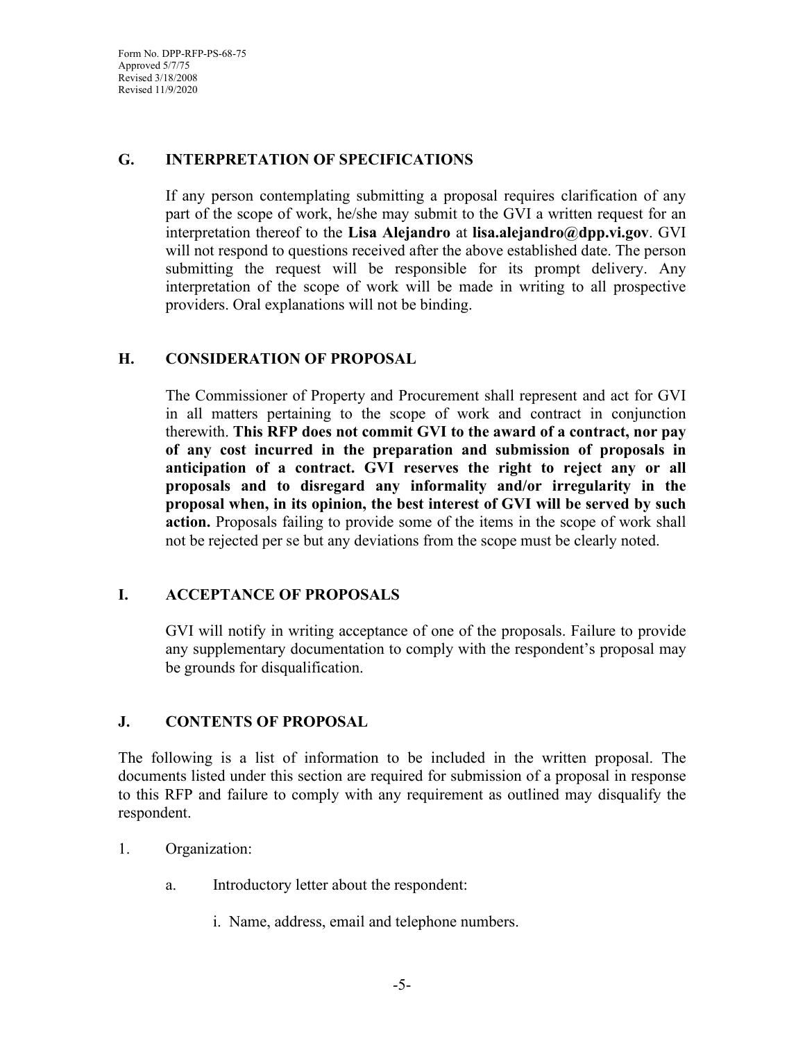## G. INTERPRETATION OF SPECIFICATIONS

If any person contemplating submitting a proposal requires clarification of any part of the scope of work, he/she may submit to the GVI a written request for an interpretation thereof to the **Lisa Alejandro** at **lisa.alejandro@dpp.vi.gov**. GVI will not respond to questions received after the above established date. The person submitting the request will be responsible for its prompt delivery. Any interpretation of the scope of work will be made in writing to all prospective providers. Oral explanations will not be binding.

## H. CONSIDERATION OF PROPOSAL

The Commissioner of Property and Procurement shall represent and act for GVI in all matters pertaining to the scope of work and contract in conjunction therewith. **This RFP does not commit GVI to the award of a contract, nor pay of any cost incurred in the preparation and submission of proposals in anticipation of a contract. GVI reserves the right to reject any or all proposals and to disregard any informality and/or irregularity in the proposal when, in its opinion, the best interest of GVI will be served by such action.** Proposals failing to provide some of the items in the scope of work shall not be rejected per se but any deviations from the scope must be clearly noted.

## I. ACCEPTANCE OF PROPOSALS

GVI will notify in writing acceptance of one of the proposals. Failure to provide any supplementary documentation to comply with the respondent's proposal may be grounds for disqualification.

## J. CONTENTS OF PROPOSAL

The following is a list of information to be included in the written proposal. The documents listed under this section are required for submission of a proposal in response to this RFP and failure to comply with any requirement as outlined may disqualify the respondent.

1. Organization:

   a. Introductory letter about the respondent:

      i. Name, address, email and telephone numbers.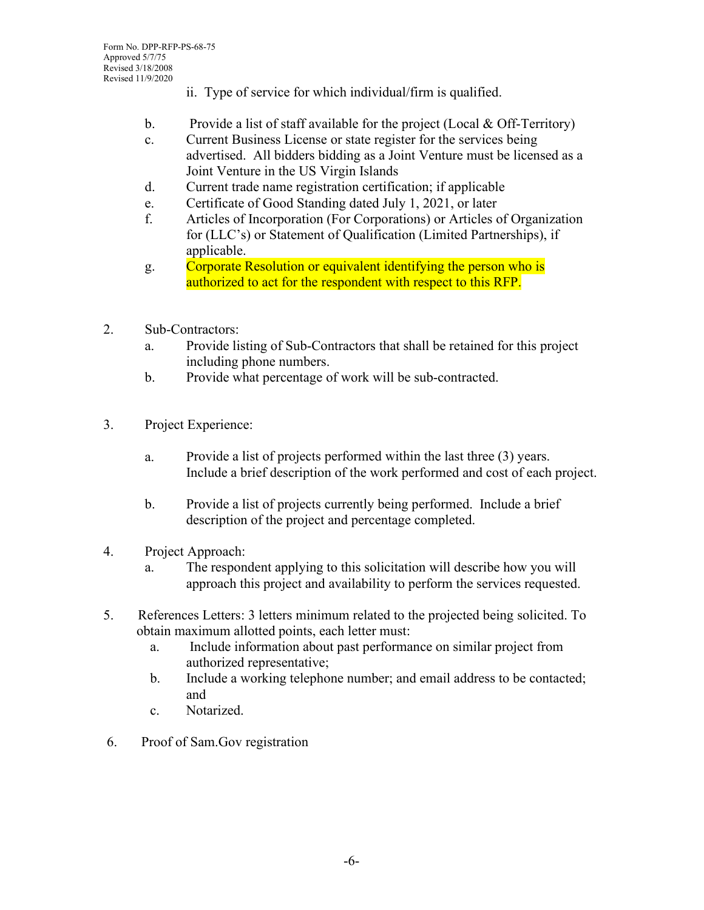Form No. DPP-RFP-PS-68-75
Approved 5/7/75
Revised 3/18/2008
Revised 11/9/2020

ii. Type of service for which individual/firm is qualified.

b. Provide a list of staff available for the project (Local & Off-Territory)

c. Current Business License or state register for the services being advertised. All bidders bidding as a Joint Venture must be licensed as a Joint Venture in the US Virgin Islands

d. Current trade name registration certification; if applicable

e. Certificate of Good Standing dated July 1, 2021, or later

f. Articles of Incorporation (For Corporations) or Articles of Organization for (LLC's) or Statement of Qualification (Limited Partnerships), if applicable.

g. Corporate Resolution or equivalent identifying the person who is authorized to act for the respondent with respect to this RFP.

2. Sub-Contractors:
   a. Provide listing of Sub-Contractors that shall be retained for this project including phone numbers.
   b. Provide what percentage of work will be sub-contracted.

3. Project Experience:

   a. Provide a list of projects performed within the last three (3) years. Include a brief description of the work performed and cost of each project.

   b. Provide a list of projects currently being performed. Include a brief description of the project and percentage completed.

4. Project Approach:
   a. The respondent applying to this solicitation will describe how you will approach this project and availability to perform the services requested.

5. References Letters: 3 letters minimum related to the projected being solicited. To obtain maximum allotted points, each letter must:
   a. Include information about past performance on similar project from authorized representative;
   b. Include a working telephone number; and email address to be contacted; and
   c. Notarized.

6. Proof of Sam.Gov registration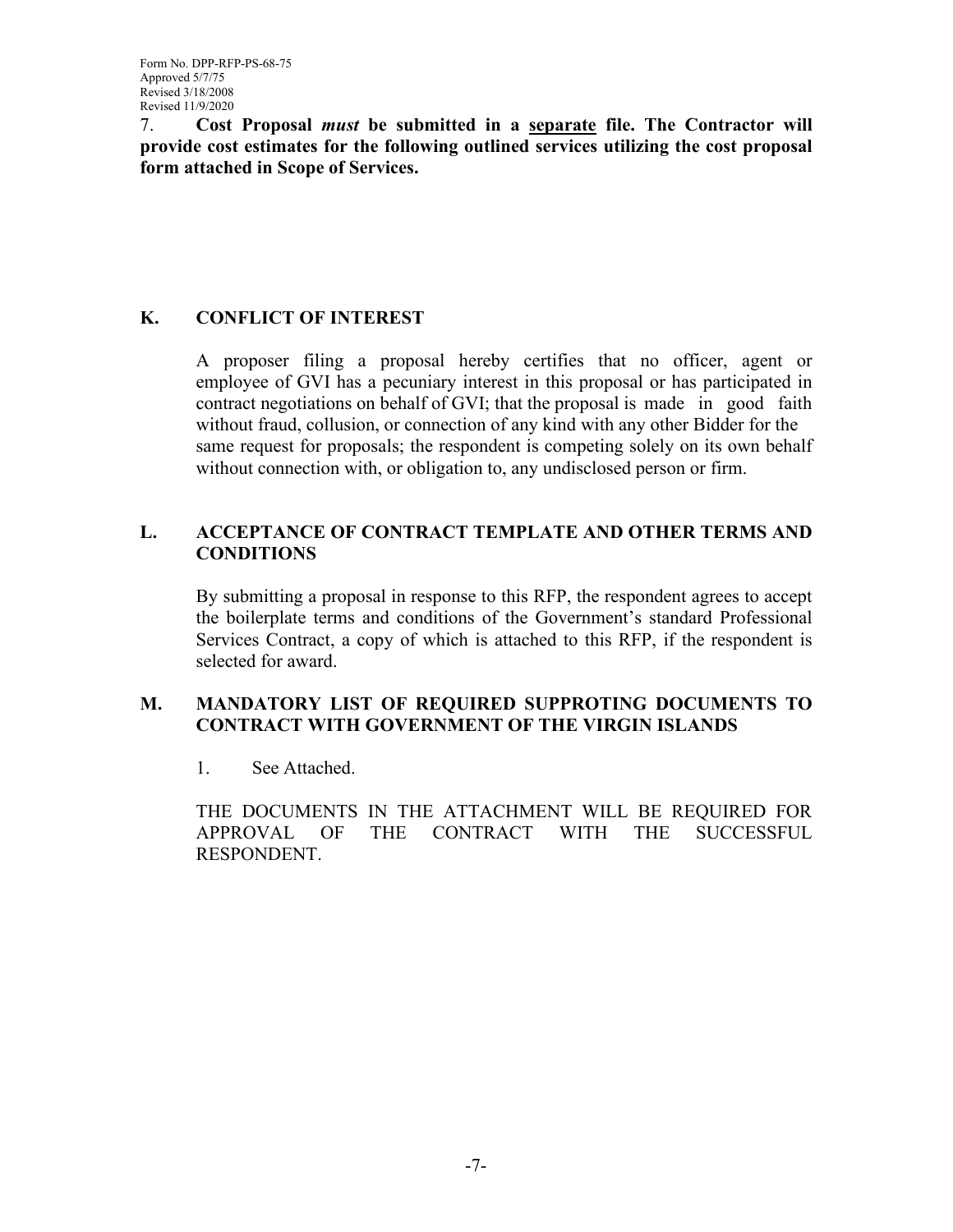7. **Cost Proposal *must* be submitted in a <u>separate</u> file. The Contractor will provide cost estimates for the following outlined services utilizing the cost proposal form attached in Scope of Services.**

## K. CONFLICT OF INTEREST

A proposer filing a proposal hereby certifies that no officer, agent or employee of GVI has a pecuniary interest in this proposal or has participated in contract negotiations on behalf of GVI; that the proposal is made in good faith without fraud, collusion, or connection of any kind with any other Bidder for the same request for proposals; the respondent is competing solely on its own behalf without connection with, or obligation to, any undisclosed person or firm.

## L. ACCEPTANCE OF CONTRACT TEMPLATE AND OTHER TERMS AND CONDITIONS

By submitting a proposal in response to this RFP, the respondent agrees to accept the boilerplate terms and conditions of the Government's standard Professional Services Contract, a copy of which is attached to this RFP, if the respondent is selected for award.

## M. MANDATORY LIST OF REQUIRED SUPPROTING DOCUMENTS TO CONTRACT WITH GOVERNMENT OF THE VIRGIN ISLANDS

1. See Attached.

THE DOCUMENTS IN THE ATTACHMENT WILL BE REQUIRED FOR APPROVAL OF THE CONTRACT WITH THE SUCCESSFUL RESPONDENT.